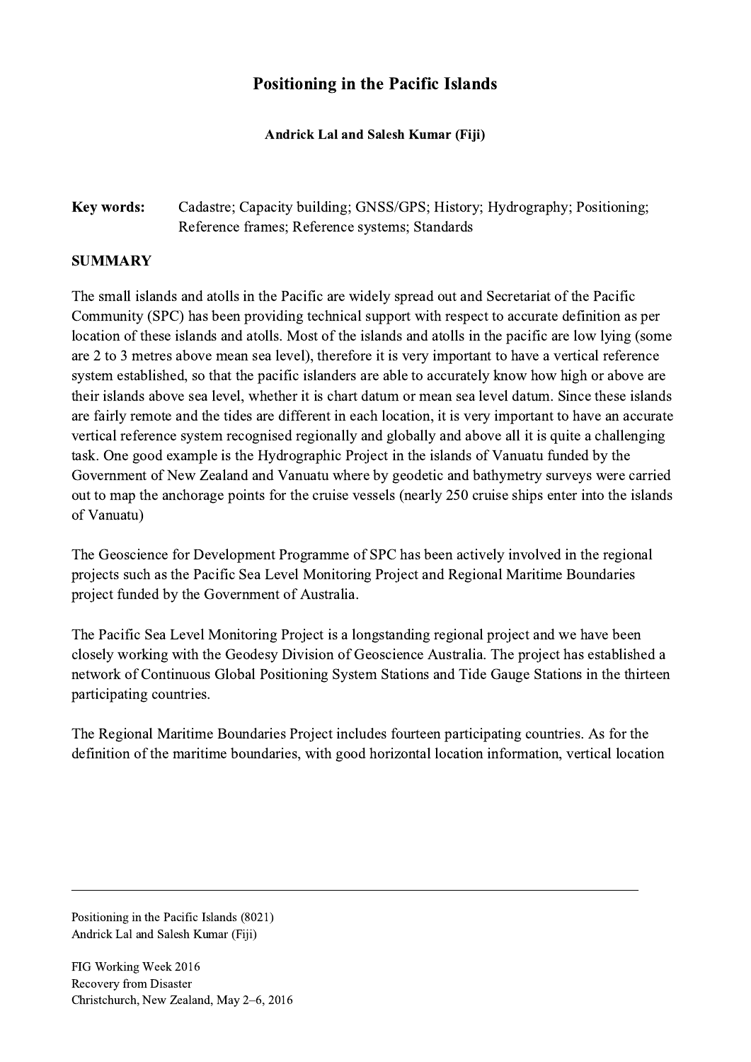# Positioning in the Pacific Islands

**Andrick Lal and Salesh Kumar (Fiji)**

**Key words:** Cadastre; Capacity building; GNSS/GPS; History; Hydrography; Positioning; Reference frames; Reference systems; Standards

## SUMMARY

The small islands and atolls in the Pacific are widely spread out and Secretariat of the Pacific Community (SPC) has been providing technical support with respect to accurate definition as per location of these islands and atolls. Most of the islands and atolls in the pacific are low lying (some are 2 to 3 metres above mean sea level), therefore it is very important to have a vertical reference system established, so that the pacific islanders are able to accurately know how high or above are their islands above sea level, whether it is chart datum or mean sea level datum. Since these islands are fairly remote and the tides are different in each location, it is very important to have an accurate vertical reference system recognised regionally and globally and above all it is quite a challenging task. One good example is the Hydrographic Project in the islands of Vanuatu funded by the Government of New Zealand and Vanuatu where by geodetic and bathymetry surveys were carried out to map the anchorage points for the cruise vessels (nearly 250 cruise ships enter into the islands of Vanuatu)

The Geoscience for Development Programme of SPC has been actively involved in the regional projects such as the Pacific Sea Level Monitoring Project and Regional Maritime Boundaries project funded by the Government of Australia.

The Pacific Sea Level Monitoring Project is a longstanding regional project and we have been closely working with the Geodesy Division of Geoscience Australia. The project has established a network of Continuous Global Positioning System Stations and Tide Gauge Stations in the thirteen participating countries.

The Regional Maritime Boundaries Project includes fourteen participating countries. As for the definition of the maritime boundaries, with good horizontal location information, vertical location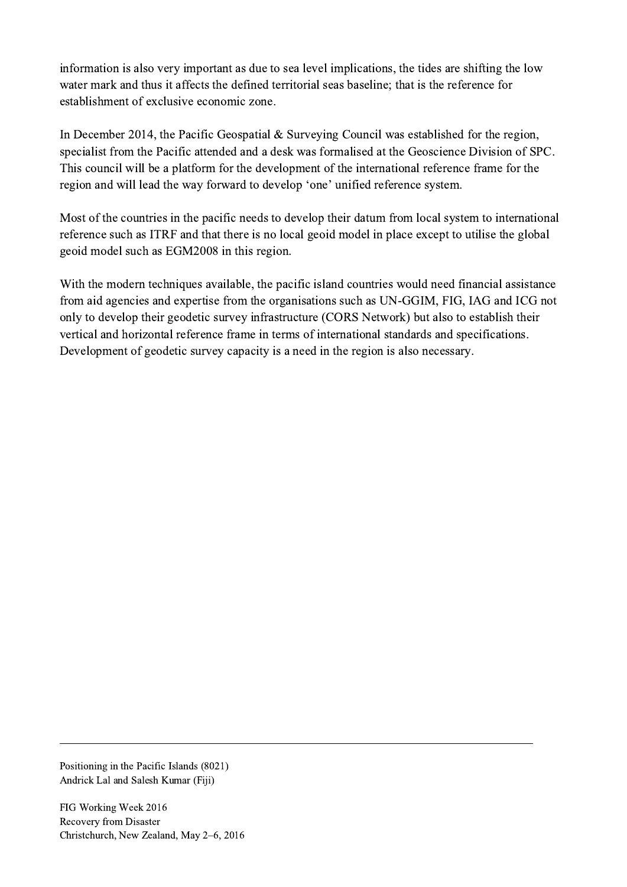information is also very important as due to sea level implications, the tides are shifting the low water mark and thus it affects the defined territorial seas baseline; that is the reference for establishment of exclusive economic zone.

In December 2014, the Pacific Geospatial & Surveying Council was established for the region, specialist from the Pacific attended and a desk was formalised at the Geoscience Division of SPC. This council will be a platform for the development of the international reference frame for the region and will lead the way forward to develop 'one' unified reference system.

Most of the countries in the pacific needs to develop their datum from local system to international reference such as ITRF and that there is no local geoid model in place except to utilise the global geoid model such as EGM2008 in this region.

With the modern techniques available, the pacific island countries would need financial assistance from aid agencies and expertise from the organisations such as UN-GGIM, FIG, IAG and ICG not only to develop their geodetic survey infrastructure (CORS Network) but also to establish their vertical and horizontal reference frame in terms of international standards and specifications. Development of geodetic survey capacity is a need in the region is also necessary.